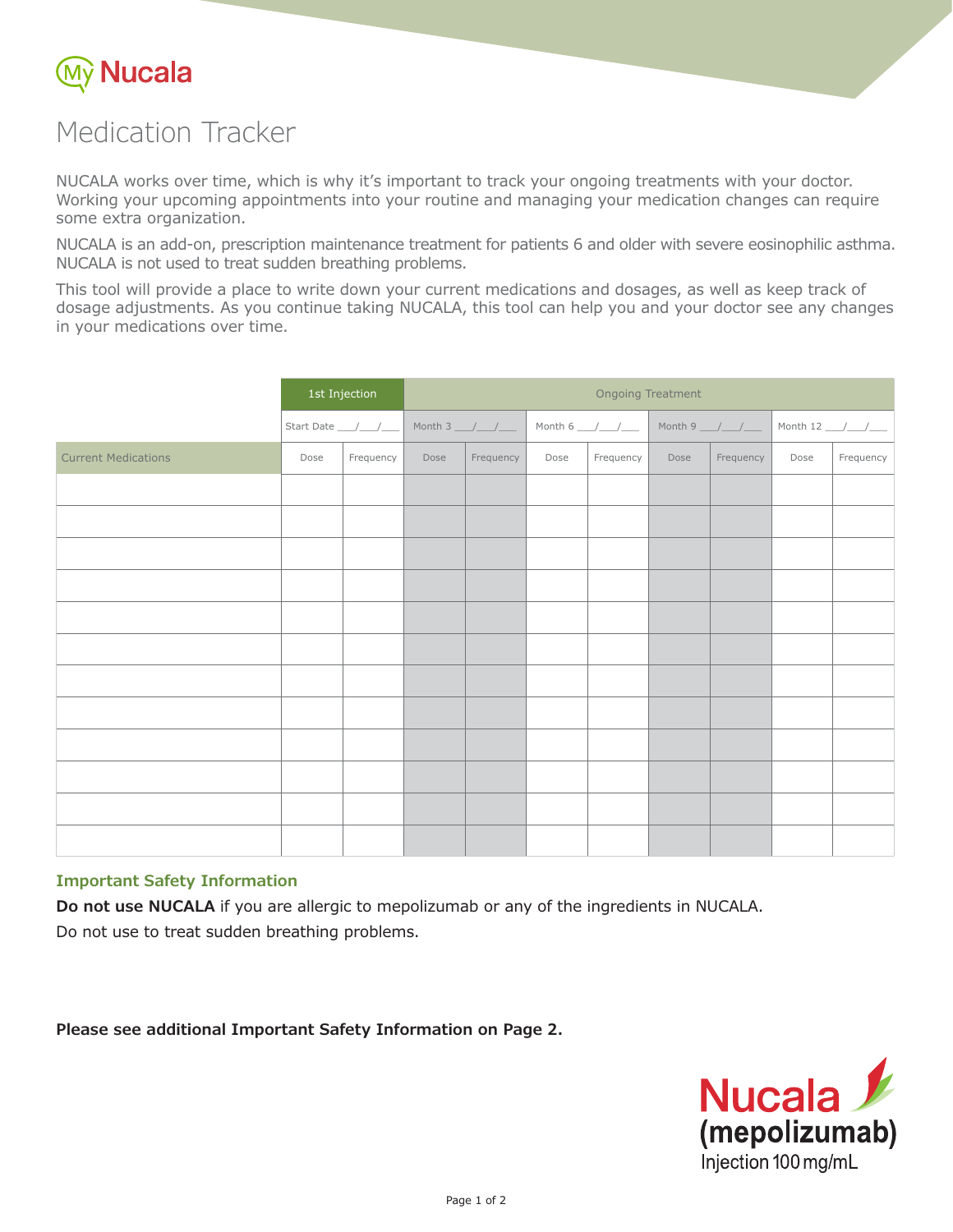My Nucala

# Medication Tracker

NUCALA works over time, which is why it's important to track your ongoing treatments with your doctor. Working your upcoming appointments into your routine and managing your medication changes can require some extra organization.

NUCALA is an add-on, prescription maintenance treatment for patients 6 and older with severe eosinophilic asthma. NUCALA is not used to treat sudden breathing problems.

This tool will provide a place to write down your current medications and dosages, as well as keep track of dosage adjustments. As you continue taking NUCALA, this tool can help you and your doctor see any changes in your medications over time.

| | 1st Injection | | Ongoing Treatment | | | | | | | |
|---|---|---|---|---|---|---|---|---|---|---|
| | Start Date ___/___/___ | | Month 3 ___/___/___ | | Month 6 ___/___/___ | | Month 9 ___/___/___ | | Month 12 ___/___/___ | |
| Current Medications | Dose | Frequency | Dose | Frequency | Dose | Frequency | Dose | Frequency | Dose | Frequency |
| | | | | | | | | | | |
| | | | | | | | | | | |
| | | | | | | | | | | |
| | | | | | | | | | | |
| | | | | | | | | | | |
| | | | | | | | | | | |
| | | | | | | | | | | |
| | | | | | | | | | | |
| | | | | | | | | | | |
| | | | | | | | | | | |
| | | | | | | | | | | |
| | | | | | | | | | | |

## Important Safety Information

**Do not use NUCALA** if you are allergic to mepolizumab or any of the ingredients in NUCALA.

Do not use to treat sudden breathing problems.

**Please see additional Important Safety Information on Page 2.**

Nucala (mepolizumab) Injection 100 mg/mL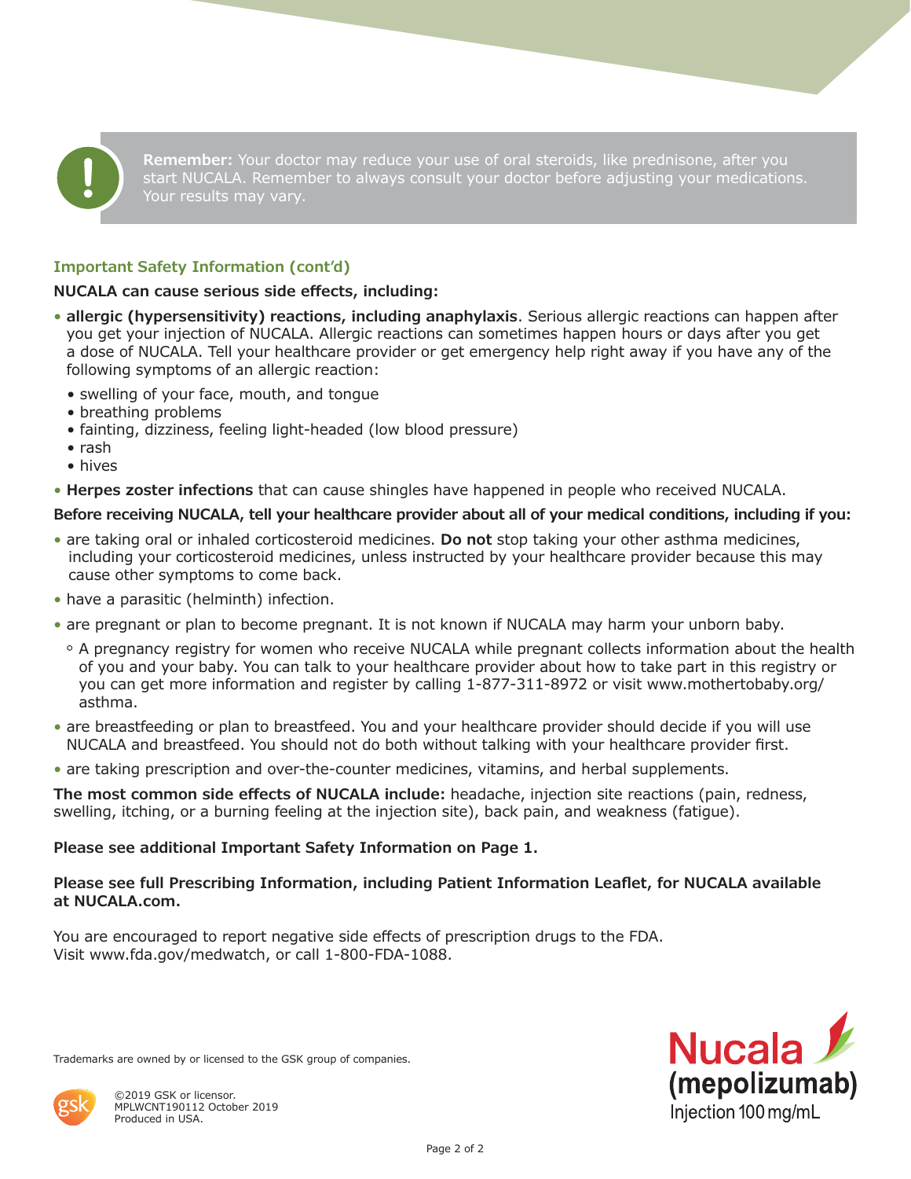**Remember:** Your doctor may reduce your use of oral steroids, like prednisone, after you start NUCALA. Remember to always consult your doctor before adjusting your medications. Your results may vary.

## Important Safety Information (cont'd)

**NUCALA can cause serious side effects, including:**

- **allergic (hypersensitivity) reactions, including anaphylaxis**. Serious allergic reactions can happen after you get your injection of NUCALA. Allergic reactions can sometimes happen hours or days after you get a dose of NUCALA. Tell your healthcare provider or get emergency help right away if you have any of the following symptoms of an allergic reaction:
  - swelling of your face, mouth, and tongue
  - breathing problems
  - fainting, dizziness, feeling light-headed (low blood pressure)
  - rash
  - hives
- **Herpes zoster infections** that can cause shingles have happened in people who received NUCALA.

**Before receiving NUCALA, tell your healthcare provider about all of your medical conditions, including if you:**

- are taking oral or inhaled corticosteroid medicines. **Do not** stop taking your other asthma medicines, including your corticosteroid medicines, unless instructed by your healthcare provider because this may cause other symptoms to come back.
- have a parasitic (helminth) infection.
- are pregnant or plan to become pregnant. It is not known if NUCALA may harm your unborn baby.
  - A pregnancy registry for women who receive NUCALA while pregnant collects information about the health of you and your baby. You can talk to your healthcare provider about how to take part in this registry or you can get more information and register by calling 1-877-311-8972 or visit www.mothertobaby.org/asthma.
- are breastfeeding or plan to breastfeed. You and your healthcare provider should decide if you will use NUCALA and breastfeed. You should not do both without talking with your healthcare provider first.
- are taking prescription and over-the-counter medicines, vitamins, and herbal supplements.

**The most common side effects of NUCALA include:** headache, injection site reactions (pain, redness, swelling, itching, or a burning feeling at the injection site), back pain, and weakness (fatigue).

**Please see additional Important Safety Information on Page 1.**

**Please see full Prescribing Information, including Patient Information Leaflet, for NUCALA available at NUCALA.com.**

You are encouraged to report negative side effects of prescription drugs to the FDA.
Visit www.fda.gov/medwatch, or call 1-800-FDA-1088.

Trademarks are owned by or licensed to the GSK group of companies.

©2019 GSK or licensor.
MPLWCNT190112 October 2019
Produced in USA.

Nucala
(mepolizumab)
Injection 100 mg/mL